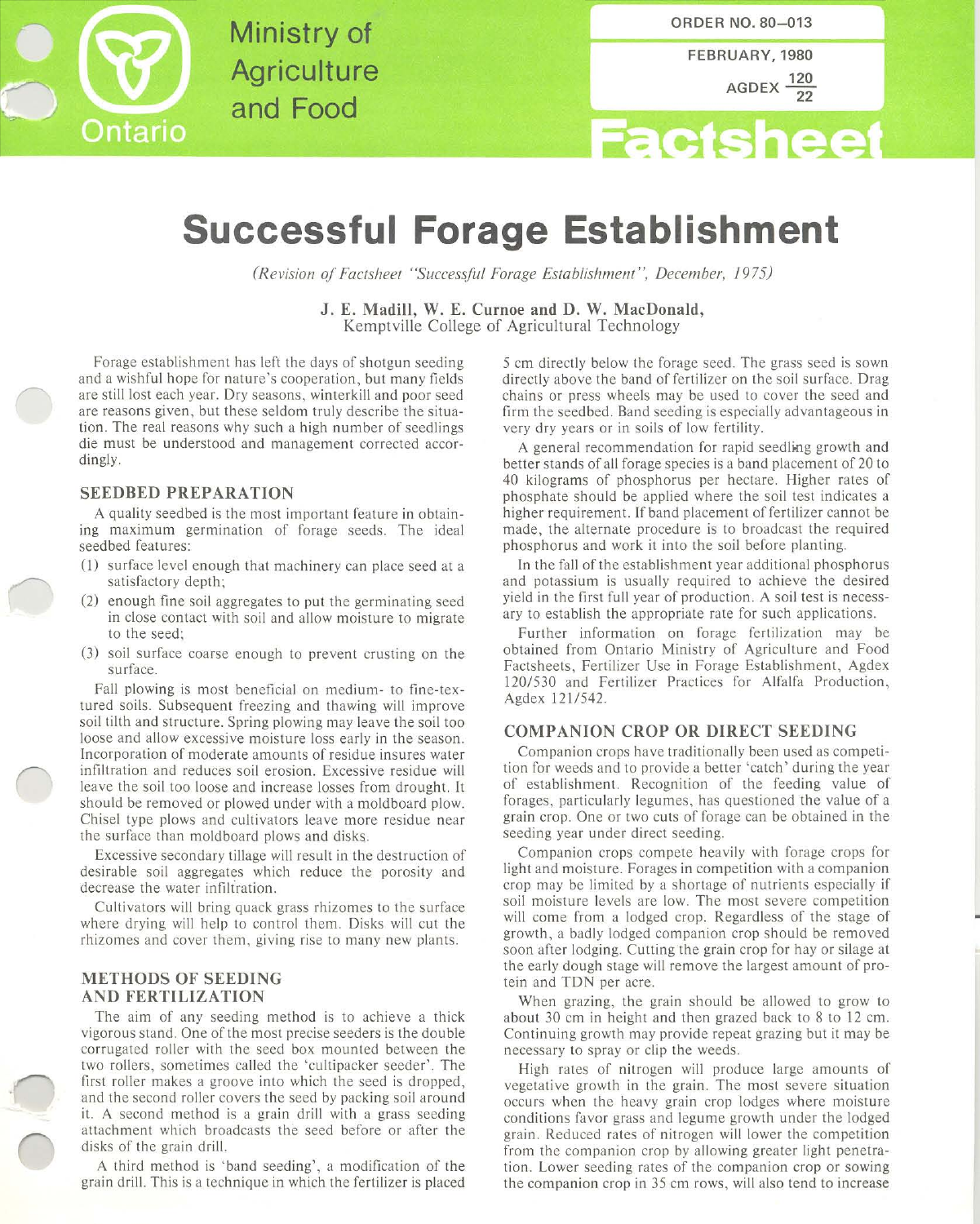Ministry of Agriculture and Food

Ontario

ORDER NO. 80—013

FEBRUARY, 1980

AGDEX $\frac{120}{22}$

Factsheet

# Successful Forage Establishment

*(Revision of Factsheet "Successful Forage Establishment", December, 1975)*

**J. E. Madill, W. E. Curnoe and D. W. MacDonald,**
Kemptville College of Agricultural Technology

Forage establishment has left the days of shotgun seeding and a wishful hope for nature's cooperation, but many fields are still lost each year. Dry seasons, winterkill and poor seed are reasons given, but these seldom truly describe the situation. The real reasons why such a high number of seedlings die must be understood and management corrected accordingly.

## SEEDBED PREPARATION

A quality seedbed is the most important feature in obtaining maximum germination of forage seeds. The ideal seedbed features:

(1) surface level enough that machinery can place seed at a satisfactory depth;

(2) enough fine soil aggregates to put the germinating seed in close contact with soil and allow moisture to migrate to the seed;

(3) soil surface coarse enough to prevent crusting on the surface.

Fall plowing is most beneficial on medium- to fine-textured soils. Subsequent freezing and thawing will improve soil tilth and structure. Spring plowing may leave the soil too loose and allow excessive moisture loss early in the season. Incorporation of moderate amounts of residue insures water infiltration and reduces soil erosion. Excessive residue will leave the soil too loose and increase losses from drought. It should be removed or plowed under with a moldboard plow. Chisel type plows and cultivators leave more residue near the surface than moldboard plows and disks.

Excessive secondary tillage will result in the destruction of desirable soil aggregates which reduce the porosity and decrease the water infiltration.

Cultivators will bring quack grass rhizomes to the surface where drying will help to control them. Disks will cut the rhizomes and cover them, giving rise to many new plants.

## METHODS OF SEEDING AND FERTILIZATION

The aim of any seeding method is to achieve a thick vigorous stand. One of the most precise seeders is the double corrugated roller with the seed box mounted between the two rollers, sometimes called the 'cultipacker seeder'. The first roller makes a groove into which the seed is dropped, and the second roller covers the seed by packing soil around it. A second method is a grain drill with a grass seeding attachment which broadcasts the seed before or after the disks of the grain drill.

A third method is 'band seeding', a modification of the grain drill. This is a technique in which the fertilizer is placed 5 cm directly below the forage seed. The grass seed is sown directly above the band of fertilizer on the soil surface. Drag chains or press wheels may be used to cover the seed and firm the seedbed. Band seeding is especially advantageous in very dry years or in soils of low fertility.

A general recommendation for rapid seedling growth and better stands of all forage species is a band placement of 20 to 40 kilograms of phosphorus per hectare. Higher rates of phosphate should be applied where the soil test indicates a higher requirement. If band placement of fertilizer cannot be made, the alternate procedure is to broadcast the required phosphorus and work it into the soil before planting.

In the fall of the establishment year additional phosphorus and potassium is usually required to achieve the desired yield in the first full year of production. A soil test is necessary to establish the appropriate rate for such applications.

Further information on forage fertilization may be obtained from Ontario Ministry of Agriculture and Food Factsheets, Fertilizer Use in Forage Establishment, Agdex 120/530 and Fertilizer Practices for Alfalfa Production, Agdex 121/542.

## COMPANION CROP OR DIRECT SEEDING

Companion crops have traditionally been used as competition for weeds and to provide a better 'catch' during the year of establishment. Recognition of the feeding value of forages, particularly legumes, has questioned the value of a grain crop. One or two cuts of forage can be obtained in the seeding year under direct seeding.

Companion crops compete heavily with forage crops for light and moisture. Forages in competition with a companion crop may be limited by a shortage of nutrients especially if soil moisture levels are low. The most severe competition will come from a lodged crop. Regardless of the stage of growth, a badly lodged companion crop should be removed soon after lodging. Cutting the grain crop for hay or silage at the early dough stage will remove the largest amount of protein and TDN per acre.

When grazing, the grain should be allowed to grow to about 30 cm in height and then grazed back to 8 to 12 cm. Continuing growth may provide repeat grazing but it may be necessary to spray or clip the weeds.

High rates of nitrogen will produce large amounts of vegetative growth in the grain. The most severe situation occurs when the heavy grain crop lodges where moisture conditions favor grass and legume growth under the lodged grain. Reduced rates of nitrogen will lower the competition from the companion crop by allowing greater light penetration. Lower seeding rates of the companion crop or sowing the companion crop in 35 cm rows, will also tend to increase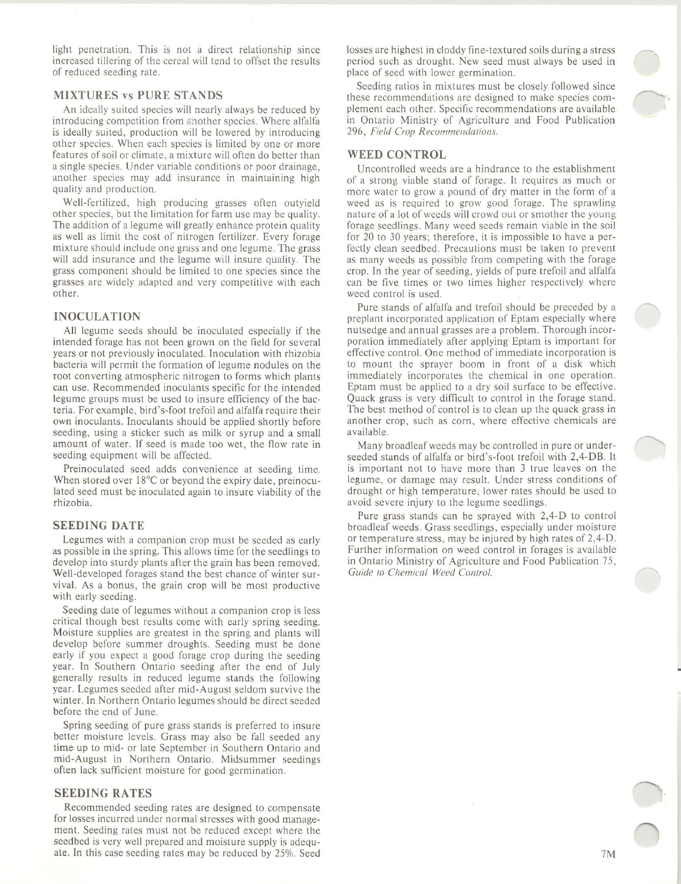light penetration. This is not a direct relationship since increased tillering of the cereal will tend to offset the results of reduced seeding rate.

## MIXTURES vs PURE STANDS

An ideally suited species will nearly always be reduced by introducing competition from another species. Where alfalfa is ideally suited, production will be lowered by introducing other species. When each species is limited by one or more features of soil or climate, a mixture will often do better than a single species. Under variable conditions or poor drainage, another species may add insurance in maintaining high quality and production.

Well-fertilized, high producing grasses often outyield other species, but the limitation for farm use may be quality. The addition of a legume will greatly enhance protein quality as well as limit the cost of nitrogen fertilizer. Every forage mixture should include one grass and one legume. The grass will add insurance and the legume will insure quality. The grass component should be limited to one species since the grasses are widely adapted and very competitive with each other.

## INOCULATION

All legume seeds should be inoculated especially if the intended forage has not been grown on the field for several years or not previously inoculated. Inoculation with rhizobia bacteria will permit the formation of legume nodules on the root converting atmospheric nitrogen to forms which plants can use. Recommended inoculants specific for the intended legume groups must be used to insure efficiency of the bacteria. For example, bird's-foot trefoil and alfalfa require their own inoculants. Inoculants should be applied shortly before seeding, using a sticker such as milk or syrup and a small amount of water. If seed is made too wet, the flow rate in seeding equipment will be affected.

Preinoculated seed adds convenience at seeding time. When stored over 18°C or beyond the expiry date, preinoculated seed must be inoculated again to insure viability of the rhizobia.

## SEEDING DATE

Legumes with a companion crop must be seeded as early as possible in the spring. This allows time for the seedlings to develop into sturdy plants after the grain has been removed. Well-developed forages stand the best chance of winter survival. As a bonus, the grain crop will be most productive with early seeding.

Seeding date of legumes without a companion crop is less critical though best results come with early spring seeding. Moisture supplies are greatest in the spring and plants will develop before summer droughts. Seeding must be done early if you expect a good forage crop during the seeding year. In Southern Ontario seeding after the end of July generally results in reduced legume stands the following year. Legumes seeded after mid-August seldom survive the winter. In Northern Ontario legumes should be direct seeded before the end of June.

Spring seeding of pure grass stands is preferred to insure better moisture levels. Grass may also be fall seeded any time up to mid- or late September in Southern Ontario and mid-August in Northern Ontario. Midsummer seedings often lack sufficient moisture for good germination.

## SEEDING RATES

Recommended seeding rates are designed to compensate for losses incurred under normal stresses with good management. Seeding rates must not be reduced except where the seedbed is very well prepared and moisture supply is adequate. In this case seeding rates may be reduced by 25%. Seed losses are highest in cloddy fine-textured soils during a stress period such as drought. New seed must always be used in place of seed with lower germination.

Seeding ratios in mixtures must be closely followed since these recommendations are designed to make species complement each other. Specific recommendations are available in Ontario Ministry of Agriculture and Food Publication 296, *Field Crop Recommendations.*

## WEED CONTROL

Uncontrolled weeds are a hindrance to the establishment of a strong viable stand of forage. It requires as much or more water to grow a pound of dry matter in the form of a weed as is required to grow good forage. The sprawling nature of a lot of weeds will crowd out or smother the young forage seedlings. Many weed seeds remain viable in the soil for 20 to 30 years; therefore, it is impossible to have a perfectly clean seedbed. Precautions must be taken to prevent as many weeds as possible from competing with the forage crop. In the year of seeding, yields of pure trefoil and alfalfa can be five times or two times higher respectively where weed control is used.

Pure stands of alfalfa and trefoil should be preceded by a preplant incorporated application of Eptam especially where nutsedge and annual grasses are a problem. Thorough incorporation immediately after applying Eptam is important for effective control. One method of immediate incorporation is to mount the sprayer boom in front of a disk which immediately incorporates the chemical in one operation. Eptam must be applied to a dry soil surface to be effective. Quack grass is very difficult to control in the forage stand. The best method of control is to clean up the quack grass in another crop, such as corn, where effective chemicals are available.

Many broadleaf weeds may be controlled in pure or underseeded stands of alfalfa or bird's-foot trefoil with 2,4-DB. It is important not to have more than 3 true leaves on the legume, or damage may result. Under stress conditions of drought or high temperature, lower rates should be used to avoid severe injury to the legume seedlings.

Pure grass stands can be sprayed with 2,4-D to control broadleaf weeds. Grass seedlings, especially under moisture or temperature stress, may be injured by high rates of 2,4-D. Further information on weed control in forages is available in Ontario Ministry of Agriculture and Food Publication 75, *Guide to Chemical Weed Control.*